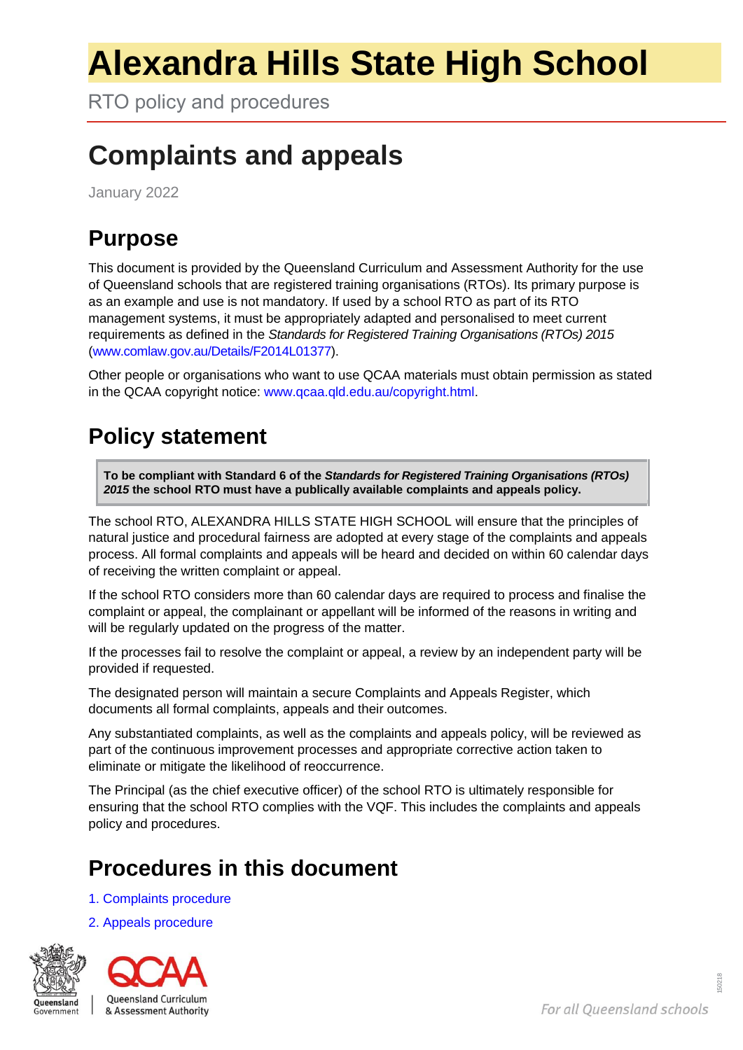# Alexandra Hills State High School

RTO policy and procedures

## Complaints and appeals

January 2022

## Purpose

This document is provided by the Queensland Curriculum and Assessment Authority for the use of Queensland schools that are registered training organisations (RTOs). Its primary purpose is as an example and use is not mandatory. If used by a school RTO as part of its RTO management systems, it must be appropriately adapted and personalised to meet current requirements as defined in the *Standards for Registered Training Organisations (RTOs) 2015* (www.comlaw.gov.au/Details/F2014L01377).

Other people or organisations who want to use QCAA materials must obtain permission as stated in the QCAA copyright notice: www.qcaa.qld.edu.au/copyright.html.

## Policy statement

> **To be compliant with Standard 6 of the *Standards for Registered Training Organisations (RTOs) 2015* the school RTO must have a publically available complaints and appeals policy.**

The school RTO, ALEXANDRA HILLS STATE HIGH SCHOOL will ensure that the principles of natural justice and procedural fairness are adopted at every stage of the complaints and appeals process. All formal complaints and appeals will be heard and decided on within 60 calendar days of receiving the written complaint or appeal.

If the school RTO considers more than 60 calendar days are required to process and finalise the complaint or appeal, the complainant or appellant will be informed of the reasons in writing and will be regularly updated on the progress of the matter.

If the processes fail to resolve the complaint or appeal, a review by an independent party will be provided if requested.

The designated person will maintain a secure Complaints and Appeals Register, which documents all formal complaints, appeals and their outcomes.

Any substantiated complaints, as well as the complaints and appeals policy, will be reviewed as part of the continuous improvement processes and appropriate corrective action taken to eliminate or mitigate the likelihood of reoccurrence.

The Principal (as the chief executive officer) of the school RTO is ultimately responsible for ensuring that the school RTO complies with the VQF. This includes the complaints and appeals policy and procedures.

## Procedures in this document

1. Complaints procedure
2. Appeals procedure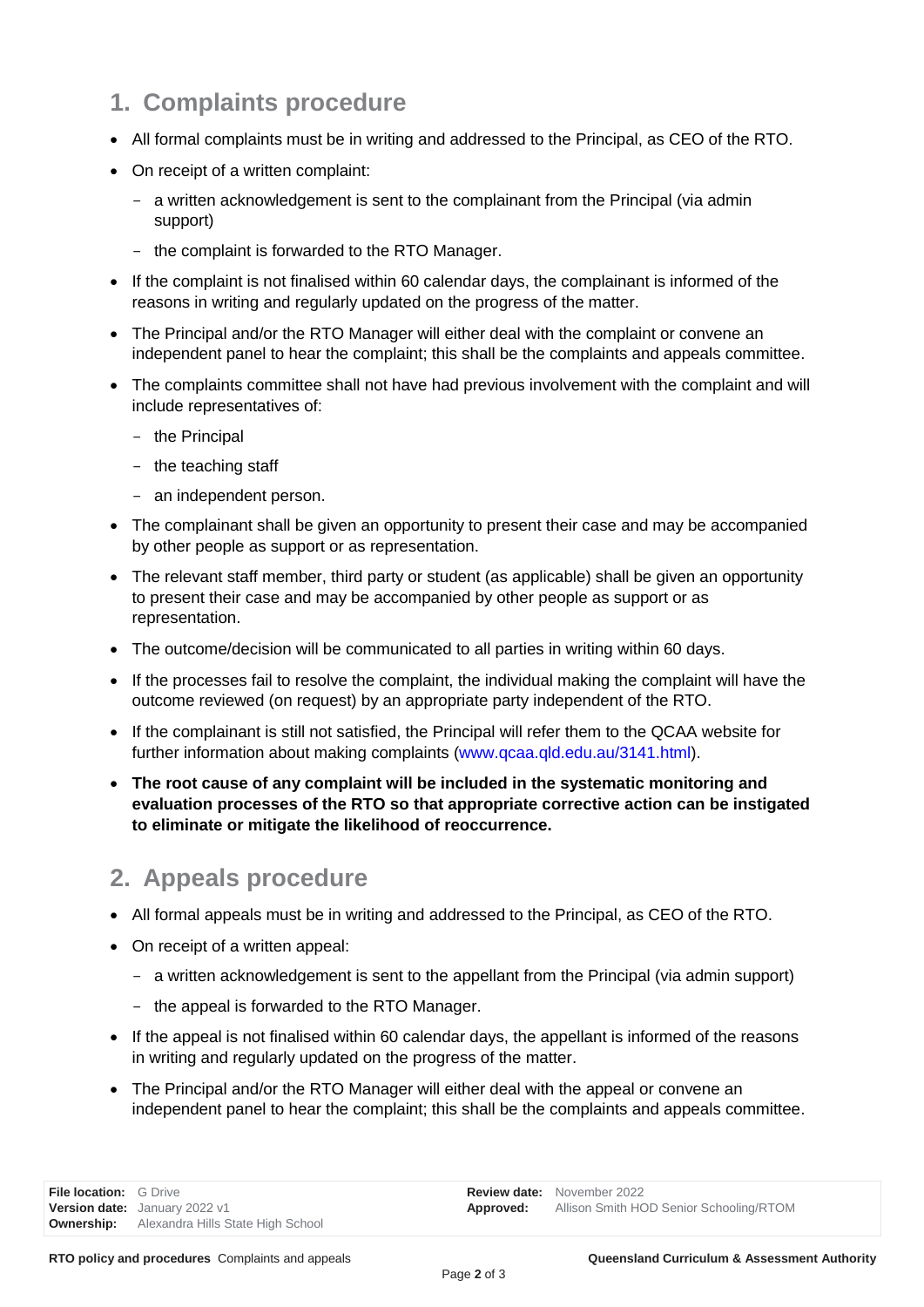## 1. Complaints procedure

- All formal complaints must be in writing and addressed to the Principal, as CEO of the RTO.
- On receipt of a written complaint:
  - a written acknowledgement is sent to the complainant from the Principal (via admin support)
  - the complaint is forwarded to the RTO Manager.
- If the complaint is not finalised within 60 calendar days, the complainant is informed of the reasons in writing and regularly updated on the progress of the matter.
- The Principal and/or the RTO Manager will either deal with the complaint or convene an independent panel to hear the complaint; this shall be the complaints and appeals committee.
- The complaints committee shall not have had previous involvement with the complaint and will include representatives of:
  - the Principal
  - the teaching staff
  - an independent person.
- The complainant shall be given an opportunity to present their case and may be accompanied by other people as support or as representation.
- The relevant staff member, third party or student (as applicable) shall be given an opportunity to present their case and may be accompanied by other people as support or as representation.
- The outcome/decision will be communicated to all parties in writing within 60 days.
- If the processes fail to resolve the complaint, the individual making the complaint will have the outcome reviewed (on request) by an appropriate party independent of the RTO.
- If the complainant is still not satisfied, the Principal will refer them to the QCAA website for further information about making complaints (www.qcaa.qld.edu.au/3141.html).
- **The root cause of any complaint will be included in the systematic monitoring and evaluation processes of the RTO so that appropriate corrective action can be instigated to eliminate or mitigate the likelihood of reoccurrence.**

## 2. Appeals procedure

- All formal appeals must be in writing and addressed to the Principal, as CEO of the RTO.
- On receipt of a written appeal:
  - a written acknowledgement is sent to the appellant from the Principal (via admin support)
  - the appeal is forwarded to the RTO Manager.
- If the appeal is not finalised within 60 calendar days, the appellant is informed of the reasons in writing and regularly updated on the progress of the matter.
- The Principal and/or the RTO Manager will either deal with the appeal or convene an independent panel to hear the complaint; this shall be the complaints and appeals committee.

| | | | |
|---|---|---|---|
| **File location:** | G Drive | **Review date:** | November 2022 |
| **Version date:** | January 2022 v1 | **Approved:** | Allison Smith HOD Senior Schooling/RTOM |
| **Ownership:** | Alexandra Hills State High School | | |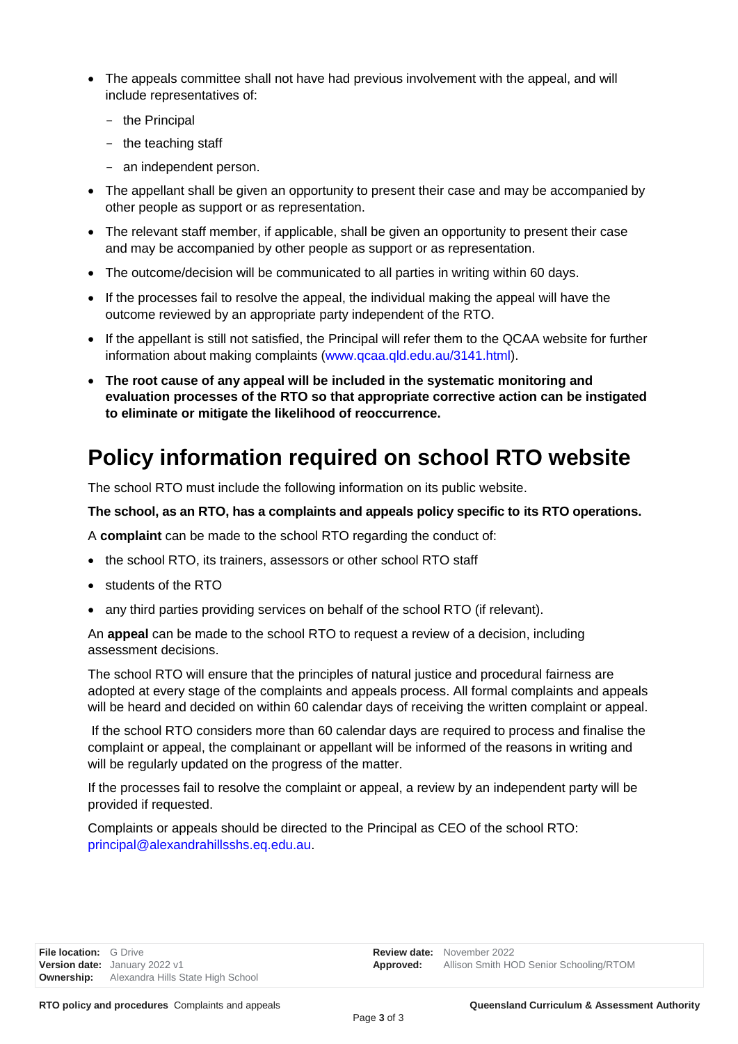- The appeals committee shall not have had previous involvement with the appeal, and will include representatives of:
  - the Principal
  - the teaching staff
  - an independent person.
- The appellant shall be given an opportunity to present their case and may be accompanied by other people as support or as representation.
- The relevant staff member, if applicable, shall be given an opportunity to present their case and may be accompanied by other people as support or as representation.
- The outcome/decision will be communicated to all parties in writing within 60 days.
- If the processes fail to resolve the appeal, the individual making the appeal will have the outcome reviewed by an appropriate party independent of the RTO.
- If the appellant is still not satisfied, the Principal will refer them to the QCAA website for further information about making complaints (www.qcaa.qld.edu.au/3141.html).
- **The root cause of any appeal will be included in the systematic monitoring and evaluation processes of the RTO so that appropriate corrective action can be instigated to eliminate or mitigate the likelihood of reoccurrence.**

# Policy information required on school RTO website

The school RTO must include the following information on its public website.

**The school, as an RTO, has a complaints and appeals policy specific to its RTO operations.**

A **complaint** can be made to the school RTO regarding the conduct of:

- the school RTO, its trainers, assessors or other school RTO staff
- students of the RTO
- any third parties providing services on behalf of the school RTO (if relevant).

An **appeal** can be made to the school RTO to request a review of a decision, including assessment decisions.

The school RTO will ensure that the principles of natural justice and procedural fairness are adopted at every stage of the complaints and appeals process. All formal complaints and appeals will be heard and decided on within 60 calendar days of receiving the written complaint or appeal.

If the school RTO considers more than 60 calendar days are required to process and finalise the complaint or appeal, the complainant or appellant will be informed of the reasons in writing and will be regularly updated on the progress of the matter.

If the processes fail to resolve the complaint or appeal, a review by an independent party will be provided if requested.

Complaints or appeals should be directed to the Principal as CEO of the school RTO: principal@alexandrahillsshs.eq.edu.au.

| | | | |
|---|---|---|---|
| **File location:** | G Drive | **Review date:** | November 2022 |
| **Version date:** | January 2022 v1 | **Approved:** | Allison Smith HOD Senior Schooling/RTOM |
| **Ownership:** | Alexandra Hills State High School | | |